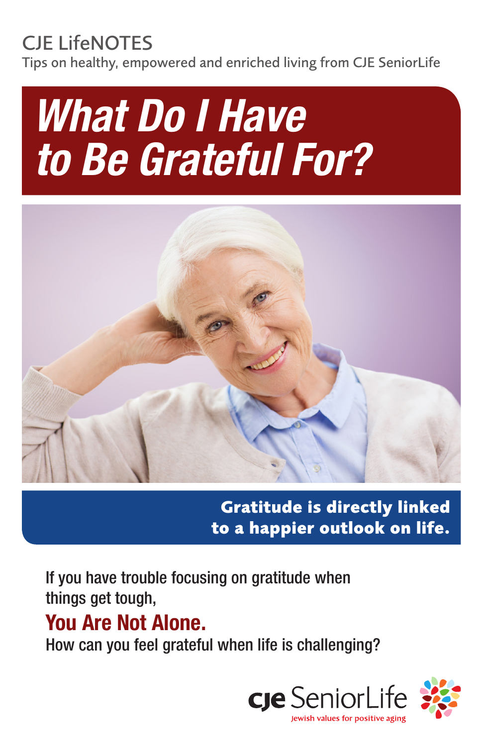CJE LifeNOTES

Tips on healthy, empowered and enriched living from CJE SeniorLife

# *What Do I Have to Be Grateful For?*

**Gratitude is directly linked to a happier outlook on life.**

If you have trouble focusing on gratitude when things get tough,

## You Are Not Alone.

How can you feel grateful when life is challenging?

cje SeniorLife

Jewish values for positive aging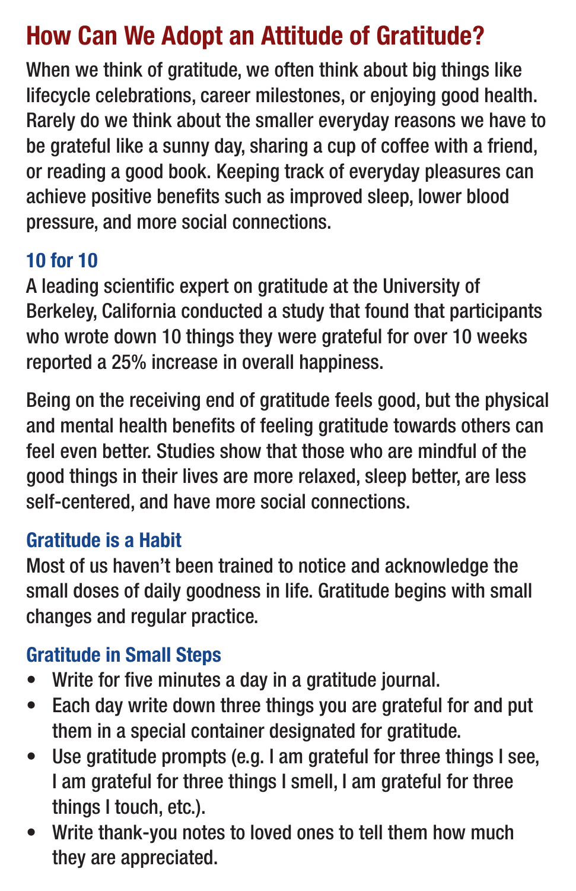# How Can We Adopt an Attitude of Gratitude?

When we think of gratitude, we often think about big things like lifecycle celebrations, career milestones, or enjoying good health. Rarely do we think about the smaller everyday reasons we have to be grateful like a sunny day, sharing a cup of coffee with a friend, or reading a good book. Keeping track of everyday pleasures can achieve positive benefits such as improved sleep, lower blood pressure, and more social connections.

## 10 for 10

A leading scientific expert on gratitude at the University of Berkeley, California conducted a study that found that participants who wrote down 10 things they were grateful for over 10 weeks reported a 25% increase in overall happiness.

Being on the receiving end of gratitude feels good, but the physical and mental health benefits of feeling gratitude towards others can feel even better. Studies show that those who are mindful of the good things in their lives are more relaxed, sleep better, are less self-centered, and have more social connections.

## Gratitude is a Habit

Most of us haven't been trained to notice and acknowledge the small doses of daily goodness in life. Gratitude begins with small changes and regular practice.

## Gratitude in Small Steps

- Write for five minutes a day in a gratitude journal.
- Each day write down three things you are grateful for and put them in a special container designated for gratitude.
- Use gratitude prompts (e.g. I am grateful for three things I see, I am grateful for three things I smell, I am grateful for three things I touch, etc.).
- Write thank-you notes to loved ones to tell them how much they are appreciated.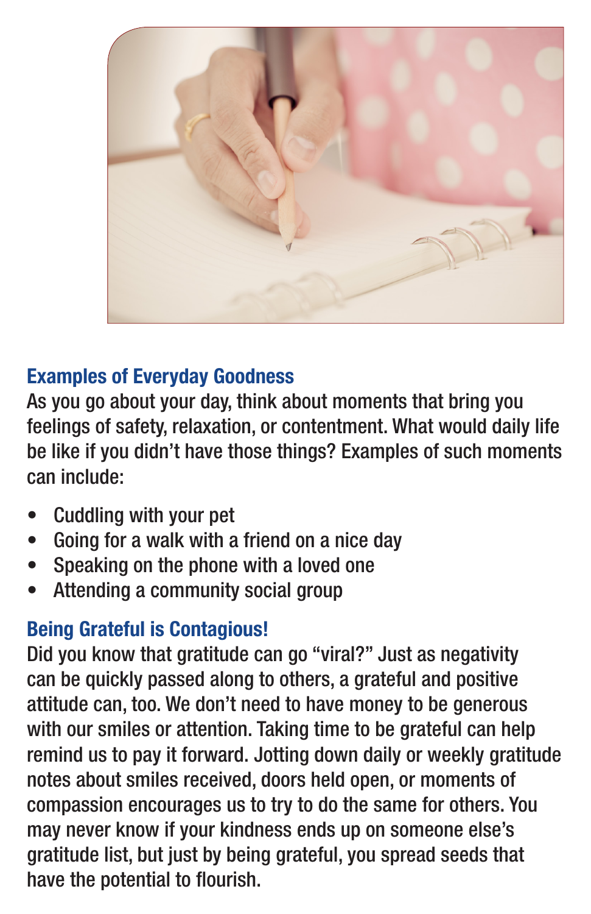## Examples of Everyday Goodness

As you go about your day, think about moments that bring you feelings of safety, relaxation, or contentment. What would daily life be like if you didn't have those things? Examples of such moments can include:

- Cuddling with your pet
- Going for a walk with a friend on a nice day
- Speaking on the phone with a loved one
- Attending a community social group

## Being Grateful is Contagious!

Did you know that gratitude can go "viral?" Just as negativity can be quickly passed along to others, a grateful and positive attitude can, too. We don't need to have money to be generous with our smiles or attention. Taking time to be grateful can help remind us to pay it forward. Jotting down daily or weekly gratitude notes about smiles received, doors held open, or moments of compassion encourages us to try to do the same for others. You may never know if your kindness ends up on someone else's gratitude list, but just by being grateful, you spread seeds that have the potential to flourish.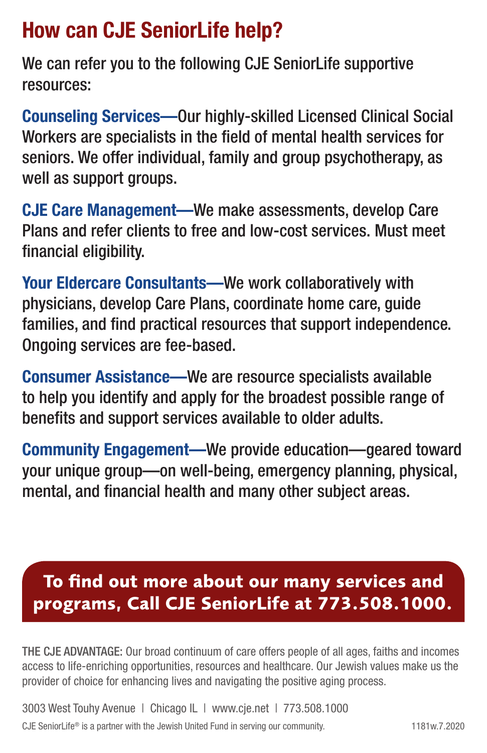# How can CJE SeniorLife help?

We can refer you to the following CJE SeniorLife supportive resources:

**Counseling Services—**Our highly-skilled Licensed Clinical Social Workers are specialists in the field of mental health services for seniors. We offer individual, family and group psychotherapy, as well as support groups.

**CJE Care Management—**We make assessments, develop Care Plans and refer clients to free and low-cost services. Must meet financial eligibility.

**Your Eldercare Consultants—**We work collaboratively with physicians, develop Care Plans, coordinate home care, guide families, and find practical resources that support independence. Ongoing services are fee-based.

**Consumer Assistance—**We are resource specialists available to help you identify and apply for the broadest possible range of benefits and support services available to older adults.

**Community Engagement—**We provide education—geared toward your unique group—on well-being, emergency planning, physical, mental, and financial health and many other subject areas.

**To find out more about our many services and programs, Call CJE SeniorLife at 773.508.1000.**

THE CJE ADVANTAGE: Our broad continuum of care offers people of all ages, faiths and incomes access to life-enriching opportunities, resources and healthcare. Our Jewish values make us the provider of choice for enhancing lives and navigating the positive aging process.

3003 West Touhy Avenue | Chicago IL | www.cje.net | 773.508.1000

CJE SeniorLife® is a partner with the Jewish United Fund in serving our community.

1181w.7.2020